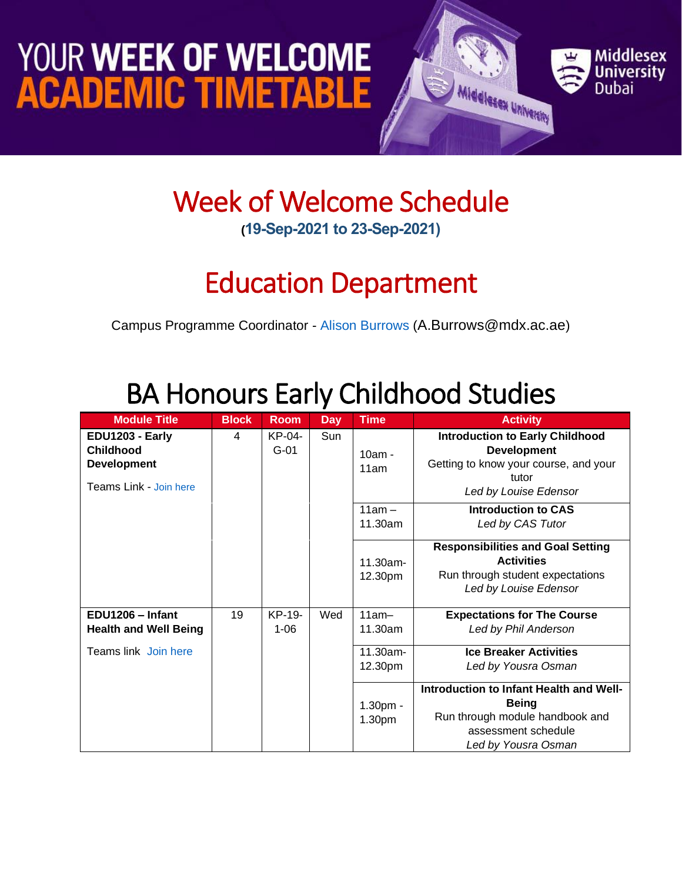# YOUR WEEK OF WELCOME ACADEMIC TIMETABLE

Middlesex University Dubai

# Week of Welcome Schedule

**(19-Sep-2021 to 23-Sep-2021)**

# Education Department

Campus Programme Coordinator - Alison Burrows (A.Burrows@mdx.ac.ae)

## BA Honours Early Childhood Studies

| Module Title | Block | Room | Day | Time | Activity |
|---|---|---|---|---|---|
| **EDU1203 - Early Childhood Development**<br>Teams Link - Join here | 4 | KP-04-G-01 | Sun | 10am - 11am | **Introduction to Early Childhood Development**<br>Getting to know your course, and your tutor<br>*Led by Louise Edensor* |
| | | | | 11am – 11.30am | **Introduction to CAS**<br>*Led by CAS Tutor* |
| | | | | 11.30am-12.30pm | **Responsibilities and Goal Setting Activities**<br>Run through student expectations<br>*Led by Louise Edensor* |
| **EDU1206 – Infant Health and Well Being**<br>Teams link Join here | 19 | KP-19-1-06 | Wed | 11am– 11.30am | **Expectations for The Course**<br>*Led by Phil Anderson* |
| | | | | 11.30am-12.30pm | **Ice Breaker Activities**<br>*Led by Yousra Osman* |
| | | | | 1.30pm - 1.30pm | **Introduction to Infant Health and Well-Being**<br>Run through module handbook and assessment schedule<br>*Led by Yousra Osman* |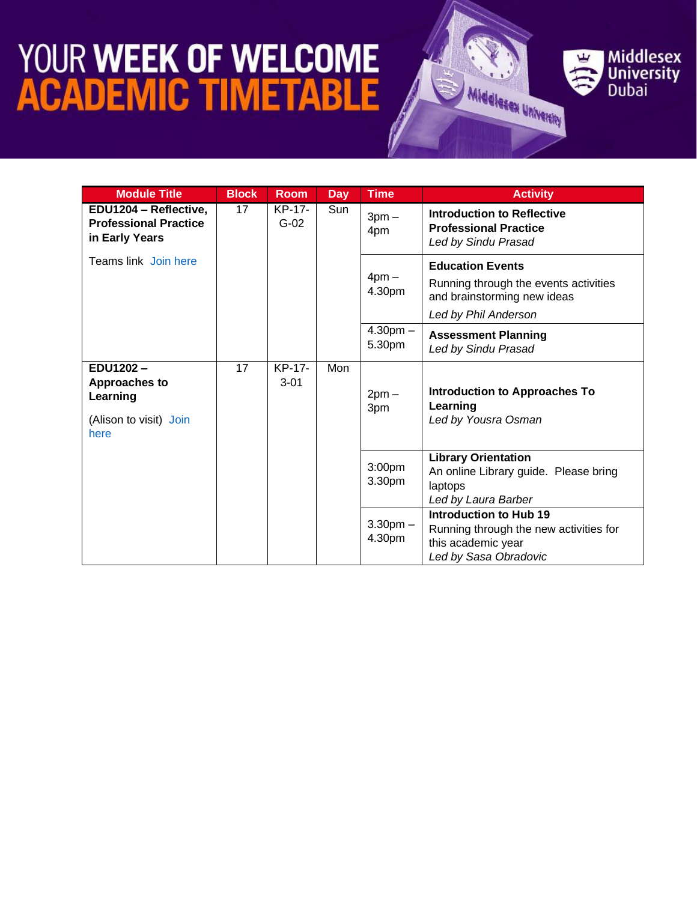# YOUR WEEK OF WELCOME ACADEMIC TIMETABLE

| Module Title | Block | Room | Day | Time | Activity |
| --- | --- | --- | --- | --- | --- |
| **EDU1204 – Reflective, Professional Practice in Early Years** Teams link Join here | 17 | KP-17-G-02 | Sun | 3pm – 4pm | **Introduction to Reflective Professional Practice** *Led by Sindu Prasad* |
| | | | | 4pm – 4.30pm | **Education Events** Running through the events activities and brainstorming new ideas *Led by Phil Anderson* |
| | | | | 4.30pm – 5.30pm | **Assessment Planning** *Led by Sindu Prasad* |
| **EDU1202 – Approaches to Learning** (Alison to visit) Join here | 17 | KP-17-3-01 | Mon | 2pm – 3pm | **Introduction to Approaches To Learning** *Led by Yousra Osman* |
| | | | | 3:00pm 3.30pm | **Library Orientation** An online Library guide. Please bring laptops *Led by Laura Barber* |
| | | | | 3.30pm – 4.30pm | **Introduction to Hub 19** Running through the new activities for this academic year *Led by Sasa Obradovic* |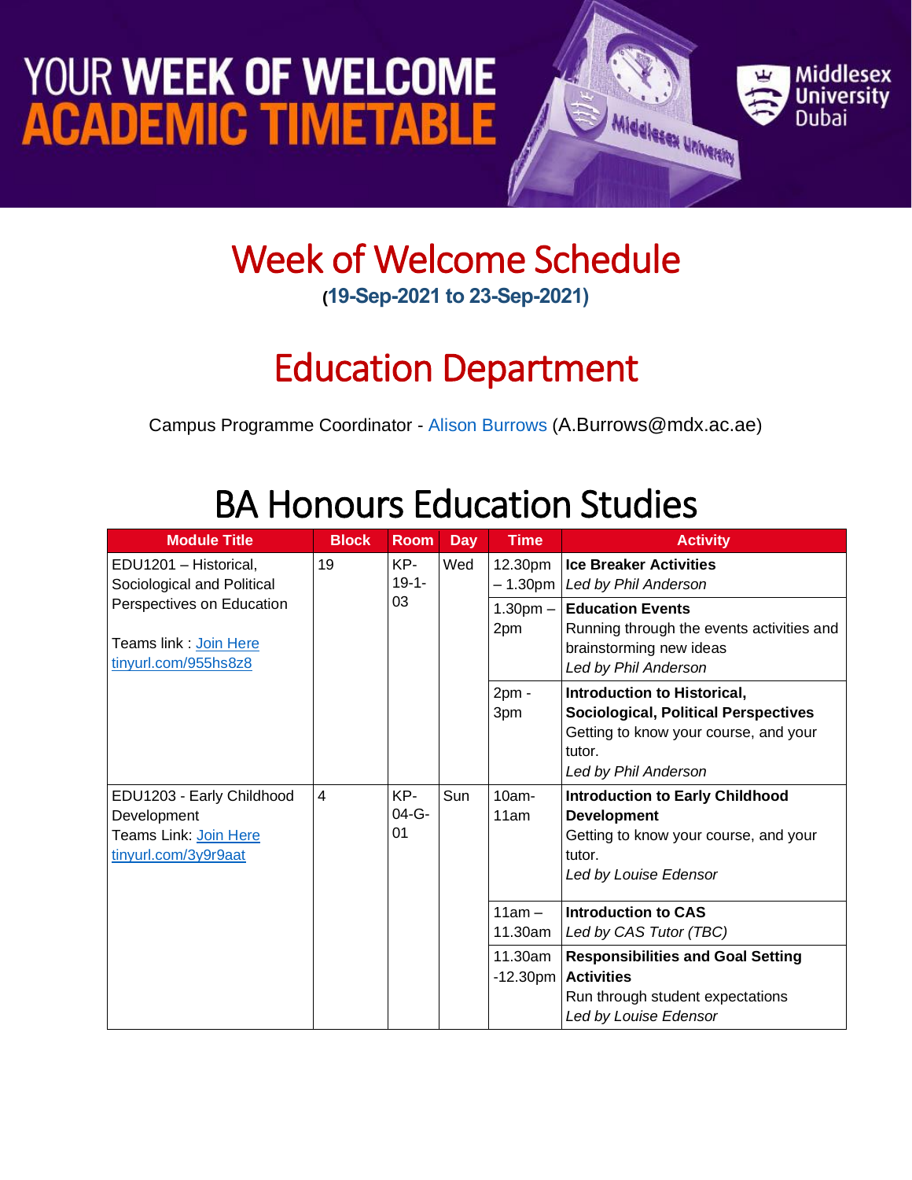# YOUR WEEK OF WELCOME ACADEMIC TIMETABLE

Middlesex University Dubai

# Week of Welcome Schedule

**(19-Sep-2021 to 23-Sep-2021)**

# Education Department

Campus Programme Coordinator - Alison Burrows (A.Burrows@mdx.ac.ae)

# BA Honours Education Studies

| Module Title | Block | Room | Day | Time | Activity |
|---|---|---|---|---|---|
| EDU1201 – Historical, Sociological and Political Perspectives on Education<br><br>Teams link : [Join Here](tinyurl.com/955hs8z8) tinyurl.com/955hs8z8 | 19 | KP-19-1-03 | Wed | 12.30pm – 1.30pm | **Ice Breaker Activities**<br>*Led by Phil Anderson* |
| | | | | 1.30pm – 2pm | **Education Events**<br>Running through the events activities and brainstorming new ideas<br>*Led by Phil Anderson* |
| | | | | 2pm - 3pm | **Introduction to Historical, Sociological, Political Perspectives**<br>Getting to know your course, and your tutor.<br>*Led by Phil Anderson* |
| EDU1203 - Early Childhood Development<br>Teams Link: [Join Here](tinyurl.com/3y9r9aat) tinyurl.com/3y9r9aat | 4 | KP-04-G-01 | Sun | 10am-11am | **Introduction to Early Childhood Development**<br>Getting to know your course, and your tutor.<br>*Led by Louise Edensor* |
| | | | | 11am – 11.30am | **Introduction to CAS**<br>*Led by CAS Tutor (TBC)* |
| | | | | 11.30am -12.30pm | **Responsibilities and Goal Setting Activities**<br>Run through student expectations<br>*Led by Louise Edensor* |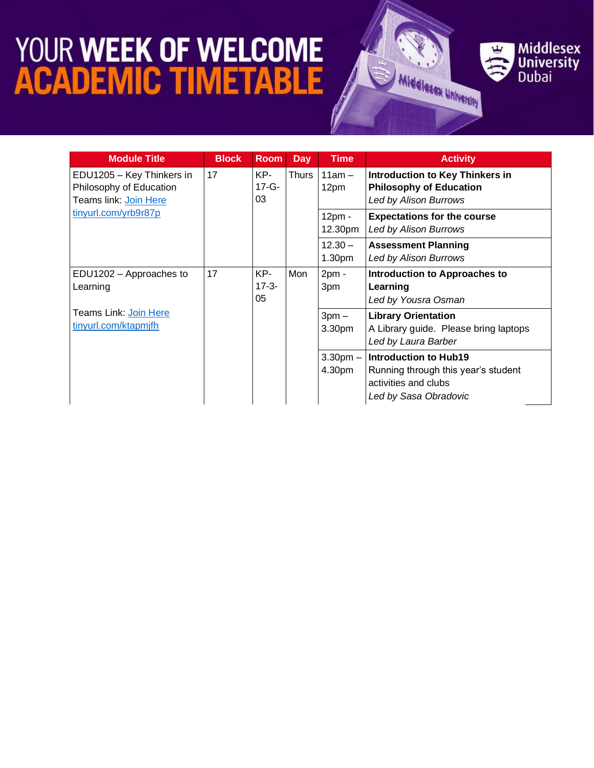# YOUR WEEK OF WELCOME ACADEMIC TIMETABLE

Middlesex University Dubai

| Module Title | Block | Room | Day | Time | Activity |
|---|---|---|---|---|---|
| EDU1205 – Key Thinkers in Philosophy of Education<br>Teams link: Join Here<br>tinyurl.com/yrb9r87p | 17 | KP-17-G-03 | Thurs | 11am – 12pm | **Introduction to Key Thinkers in Philosophy of Education**<br>*Led by Alison Burrows* |
| | | | | 12pm - 12.30pm | **Expectations for the course**<br>*Led by Alison Burrows* |
| | | | | 12.30 – 1.30pm | **Assessment Planning**<br>*Led by Alison Burrows* |
| EDU1202 – Approaches to Learning<br><br>Teams Link: Join Here<br>tinyurl.com/ktapmjfh | 17 | KP-17-3-05 | Mon | 2pm - 3pm | **Introduction to Approaches to Learning**<br>*Led by Yousra Osman* |
| | | | | 3pm – 3.30pm | **Library Orientation**<br>A Library guide. Please bring laptops<br>*Led by Laura Barber* |
| | | | | 3.30pm – 4.30pm | **Introduction to Hub19**<br>Running through this year's student activities and clubs<br>*Led by Sasa Obradovic* |